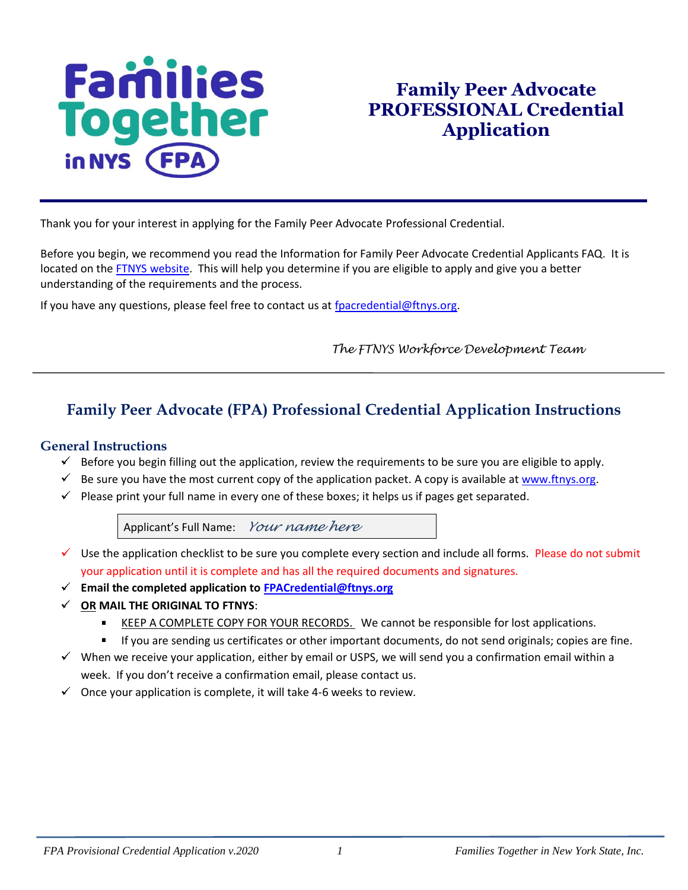# Family Peer Advocate PROFESSIONAL Credential Application

Thank you for your interest in applying for the Family Peer Advocate Professional Credential.

Before you begin, we recommend you read the Information for Family Peer Advocate Credential Applicants FAQ. It is located on the FTNYS website. This will help you determine if you are eligible to apply and give you a better understanding of the requirements and the process.

If you have any questions, please feel free to contact us at fpacredential@ftnys.org.

*The FTNYS Workforce Development Team*

---

## Family Peer Advocate (FPA) Professional Credential Application Instructions

### General Instructions

- ✓ Before you begin filling out the application, review the requirements to be sure you are eligible to apply.
- ✓ Be sure you have the most current copy of the application packet. A copy is available at www.ftnys.org.
- ✓ Please print your full name in every one of these boxes; it helps us if pages get separated.

| Applicant's Full Name: *Your name here* |
|---|

- ✓ Use the application checklist to be sure you complete every section and include all forms. Please do not submit your application until it is complete and has all the required documents and signatures.
- ✓ **Email the completed application to FPACredential@ftnys.org**
- ✓ **OR MAIL THE ORIGINAL TO FTNYS**:
  - KEEP A COMPLETE COPY FOR YOUR RECORDS. We cannot be responsible for lost applications.
  - If you are sending us certificates or other important documents, do not send originals; copies are fine.
- ✓ When we receive your application, either by email or USPS, we will send you a confirmation email within a week. If you don't receive a confirmation email, please contact us.
- ✓ Once your application is complete, it will take 4-6 weeks to review.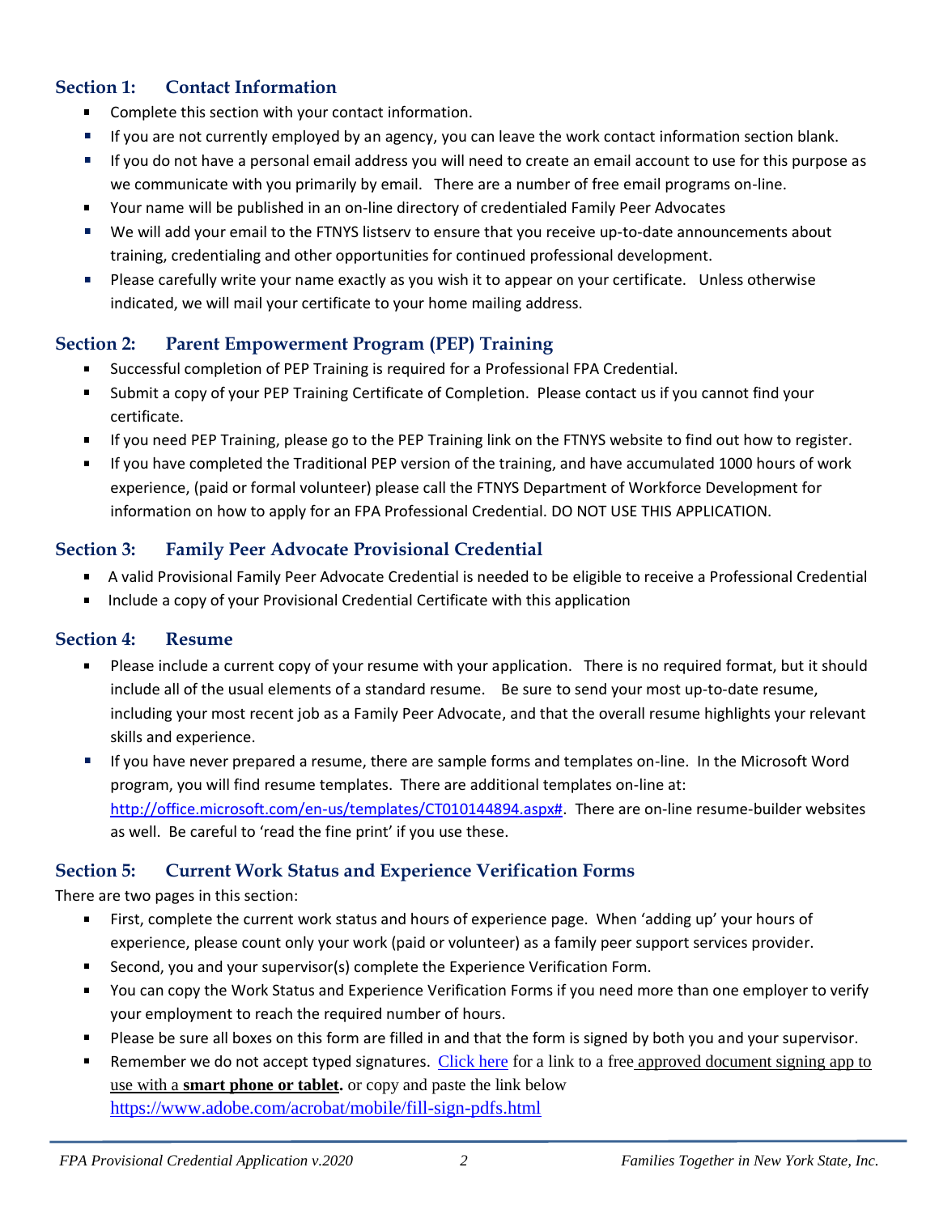## Section 1: Contact Information

- Complete this section with your contact information.
- If you are not currently employed by an agency, you can leave the work contact information section blank.
- If you do not have a personal email address you will need to create an email account to use for this purpose as we communicate with you primarily by email. There are a number of free email programs on-line.
- Your name will be published in an on-line directory of credentialed Family Peer Advocates
- We will add your email to the FTNYS listserv to ensure that you receive up-to-date announcements about training, credentialing and other opportunities for continued professional development.
- Please carefully write your name exactly as you wish it to appear on your certificate. Unless otherwise indicated, we will mail your certificate to your home mailing address.

## Section 2: Parent Empowerment Program (PEP) Training

- Successful completion of PEP Training is required for a Professional FPA Credential.
- Submit a copy of your PEP Training Certificate of Completion. Please contact us if you cannot find your certificate.
- If you need PEP Training, please go to the PEP Training link on the FTNYS website to find out how to register.
- If you have completed the Traditional PEP version of the training, and have accumulated 1000 hours of work experience, (paid or formal volunteer) please call the FTNYS Department of Workforce Development for information on how to apply for an FPA Professional Credential. DO NOT USE THIS APPLICATION.

## Section 3: Family Peer Advocate Provisional Credential

- A valid Provisional Family Peer Advocate Credential is needed to be eligible to receive a Professional Credential
- Include a copy of your Provisional Credential Certificate with this application

## Section 4: Resume

- Please include a current copy of your resume with your application. There is no required format, but it should include all of the usual elements of a standard resume. Be sure to send your most up-to-date resume, including your most recent job as a Family Peer Advocate, and that the overall resume highlights your relevant skills and experience.
- If you have never prepared a resume, there are sample forms and templates on-line. In the Microsoft Word program, you will find resume templates. There are additional templates on-line at: http://office.microsoft.com/en-us/templates/CT010144894.aspx#. There are on-line resume-builder websites as well. Be careful to 'read the fine print' if you use these.

## Section 5: Current Work Status and Experience Verification Forms

There are two pages in this section:

- First, complete the current work status and hours of experience page. When 'adding up' your hours of experience, please count only your work (paid or volunteer) as a family peer support services provider.
- Second, you and your supervisor(s) complete the Experience Verification Form.
- You can copy the Work Status and Experience Verification Forms if you need more than one employer to verify your employment to reach the required number of hours.
- Please be sure all boxes on this form are filled in and that the form is signed by both you and your supervisor.
- Remember we do not accept typed signatures. Click here for a link to a free approved document signing app to use with a **smart phone or tablet.** or copy and paste the link below https://www.adobe.com/acrobat/mobile/fill-sign-pdfs.html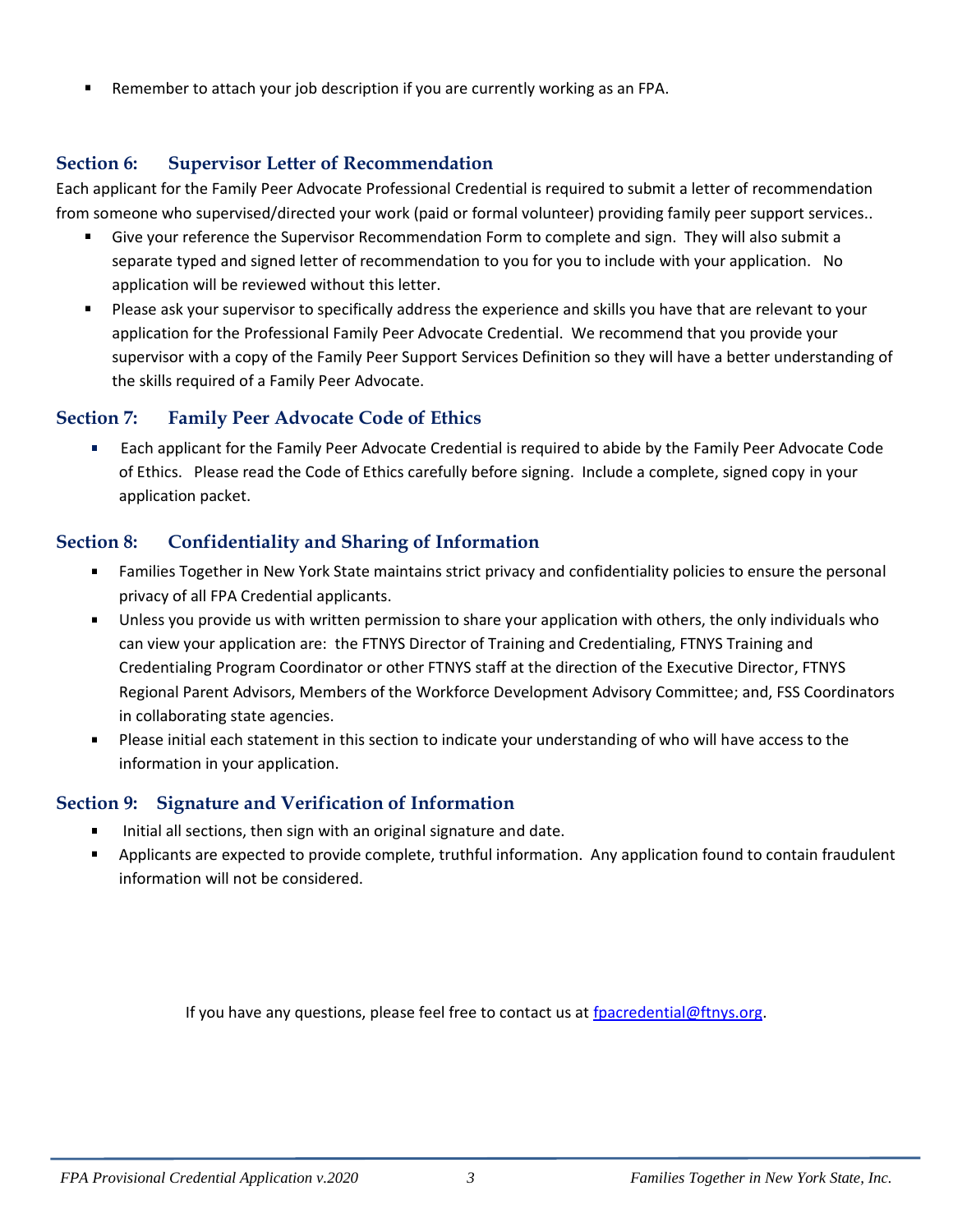- Remember to attach your job description if you are currently working as an FPA.

## Section 6: Supervisor Letter of Recommendation

Each applicant for the Family Peer Advocate Professional Credential is required to submit a letter of recommendation from someone who supervised/directed your work (paid or formal volunteer) providing family peer support services..

- Give your reference the Supervisor Recommendation Form to complete and sign. They will also submit a separate typed and signed letter of recommendation to you for you to include with your application. No application will be reviewed without this letter.
- Please ask your supervisor to specifically address the experience and skills you have that are relevant to your application for the Professional Family Peer Advocate Credential. We recommend that you provide your supervisor with a copy of the Family Peer Support Services Definition so they will have a better understanding of the skills required of a Family Peer Advocate.

## Section 7: Family Peer Advocate Code of Ethics

- Each applicant for the Family Peer Advocate Credential is required to abide by the Family Peer Advocate Code of Ethics. Please read the Code of Ethics carefully before signing. Include a complete, signed copy in your application packet.

## Section 8: Confidentiality and Sharing of Information

- Families Together in New York State maintains strict privacy and confidentiality policies to ensure the personal privacy of all FPA Credential applicants.
- Unless you provide us with written permission to share your application with others, the only individuals who can view your application are: the FTNYS Director of Training and Credentialing, FTNYS Training and Credentialing Program Coordinator or other FTNYS staff at the direction of the Executive Director, FTNYS Regional Parent Advisors, Members of the Workforce Development Advisory Committee; and, FSS Coordinators in collaborating state agencies.
- Please initial each statement in this section to indicate your understanding of who will have access to the information in your application.

## Section 9: Signature and Verification of Information

- Initial all sections, then sign with an original signature and date.
- Applicants are expected to provide complete, truthful information. Any application found to contain fraudulent information will not be considered.

If you have any questions, please feel free to contact us at [fpacredential@ftnys.org](mailto:fpacredential@ftnys.org).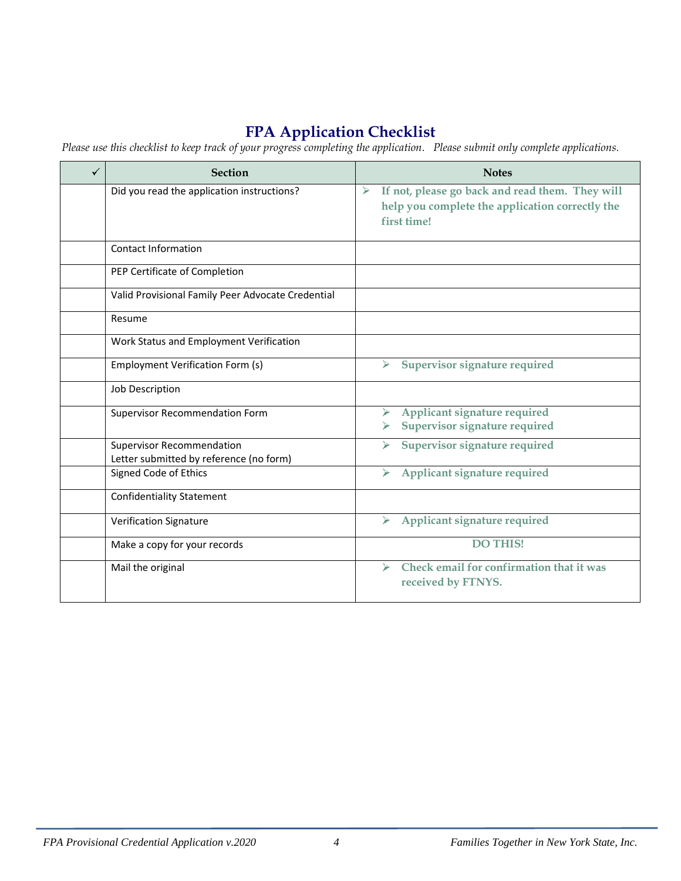# FPA Application Checklist

*Please use this checklist to keep track of your progress completing the application. Please submit only complete applications.*

| ✓ | Section | Notes |
|---|---|---|
| | Did you read the application instructions? | ➢ **If not, please go back and read them. They will help you complete the application correctly the first time!** |
| | Contact Information | |
| | PEP Certificate of Completion | |
| | Valid Provisional Family Peer Advocate Credential | |
| | Resume | |
| | Work Status and Employment Verification | |
| | Employment Verification Form (s) | ➢ **Supervisor signature required** |
| | Job Description | |
| | Supervisor Recommendation Form | ➢ **Applicant signature required**<br>➢ **Supervisor signature required** |
| | Supervisor Recommendation<br>Letter submitted by reference (no form) | ➢ **Supervisor signature required** |
| | Signed Code of Ethics | ➢ **Applicant signature required** |
| | Confidentiality Statement | |
| | Verification Signature | ➢ **Applicant signature required** |
| | Make a copy for your records | **DO THIS!** |
| | Mail the original | ➢ **Check email for confirmation that it was received by FTNYS.** |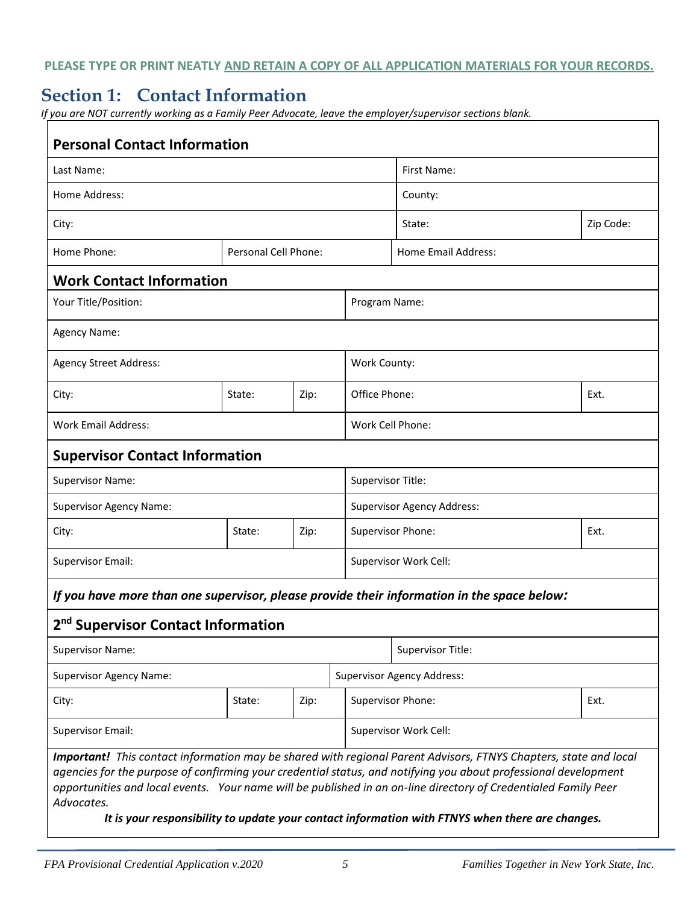**PLEASE TYPE OR PRINT NEATLY AND RETAIN A COPY OF ALL APPLICATION MATERIALS FOR YOUR RECORDS.**

## Section 1: Contact Information

*If you are NOT currently working as a Family Peer Advocate, leave the employer/supervisor sections blank.*

### Personal Contact Information

| | | | |
|---|---|---|---|
| Last Name: | | First Name: | |
| Home Address: | | County: | |
| City: | | State: | Zip Code: |
| Home Phone: | Personal Cell Phone: | Home Email Address: | |

### Work Contact Information

| | | | | |
|---|---|---|---|---|
| Your Title/Position: | | | Program Name: | |
| Agency Name: | | | | |
| Agency Street Address: | | | Work County: | |
| City: | State: | Zip: | Office Phone: | Ext. |
| Work Email Address: | | | Work Cell Phone: | |

### Supervisor Contact Information

| | | | | |
|---|---|---|---|---|
| Supervisor Name: | | | Supervisor Title: | |
| Supervisor Agency Name: | | | Supervisor Agency Address: | |
| City: | State: | Zip: | Supervisor Phone: | Ext. |
| Supervisor Email: | | | Supervisor Work Cell: | |

***If you have more than one supervisor, please provide their information in the space below:***

### 2nd Supervisor Contact Information

| | | | | |
|---|---|---|---|---|
| Supervisor Name: | | | Supervisor Title: | |
| Supervisor Agency Name: | | | Supervisor Agency Address: | |
| City: | State: | Zip: | Supervisor Phone: | Ext. |
| Supervisor Email: | | | Supervisor Work Cell: | |

***Important!*** *This contact information may be shared with regional Parent Advisors, FTNYS Chapters, state and local agencies for the purpose of confirming your credential status, and notifying you about professional development opportunities and local events. Your name will be published in an on-line directory of Credentialed Family Peer Advocates.*

***It is your responsibility to update your contact information with FTNYS when there are changes.***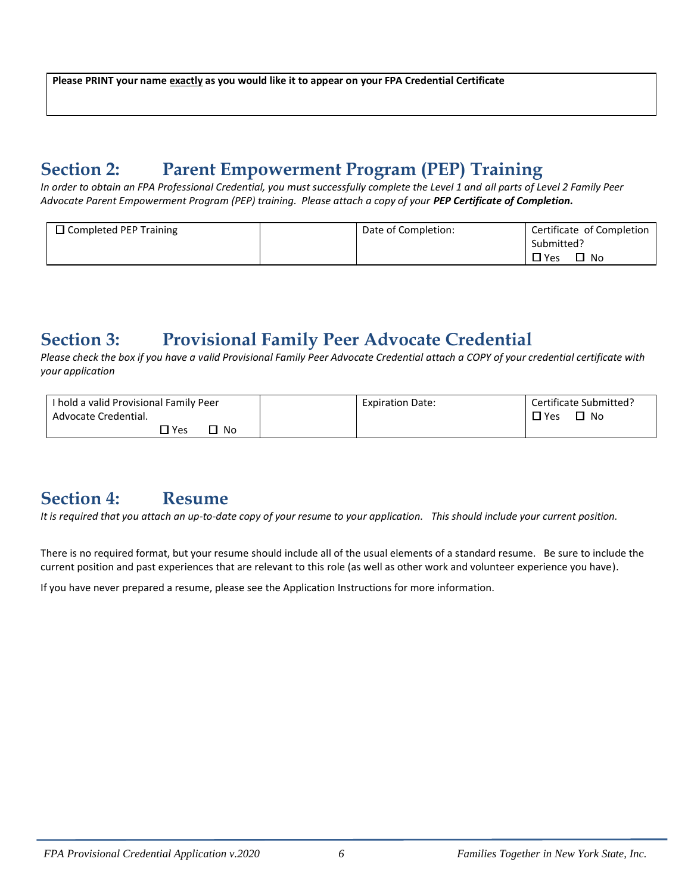| **Please PRINT your name <u>exactly</u> as you would like it to appear on your FPA Credential Certificate** |
|---|
| |

## Section 2: Parent Empowerment Program (PEP) Training

*In order to obtain an FPA Professional Credential, you must successfully complete the Level 1 and all parts of Level 2 Family Peer Advocate Parent Empowerment Program (PEP) training. Please attach a copy of your **PEP Certificate of Completion.***

| ☐ Completed PEP Training | | Date of Completion: | Certificate of Completion Submitted? ☐ Yes ☐ No |
|---|---|---|---|

## Section 3: Provisional Family Peer Advocate Credential

*Please check the box if you have a valid Provisional Family Peer Advocate Credential attach a COPY of your credential certificate with your application*

| I hold a valid Provisional Family Peer Advocate Credential. ☐ Yes ☐ No | | Expiration Date: | Certificate Submitted? ☐ Yes ☐ No |
|---|---|---|---|

## Section 4: Resume

*It is required that you attach an up-to-date copy of your resume to your application. This should include your current position.*

There is no required format, but your resume should include all of the usual elements of a standard resume. Be sure to include the current position and past experiences that are relevant to this role (as well as other work and volunteer experience you have).

If you have never prepared a resume, please see the Application Instructions for more information.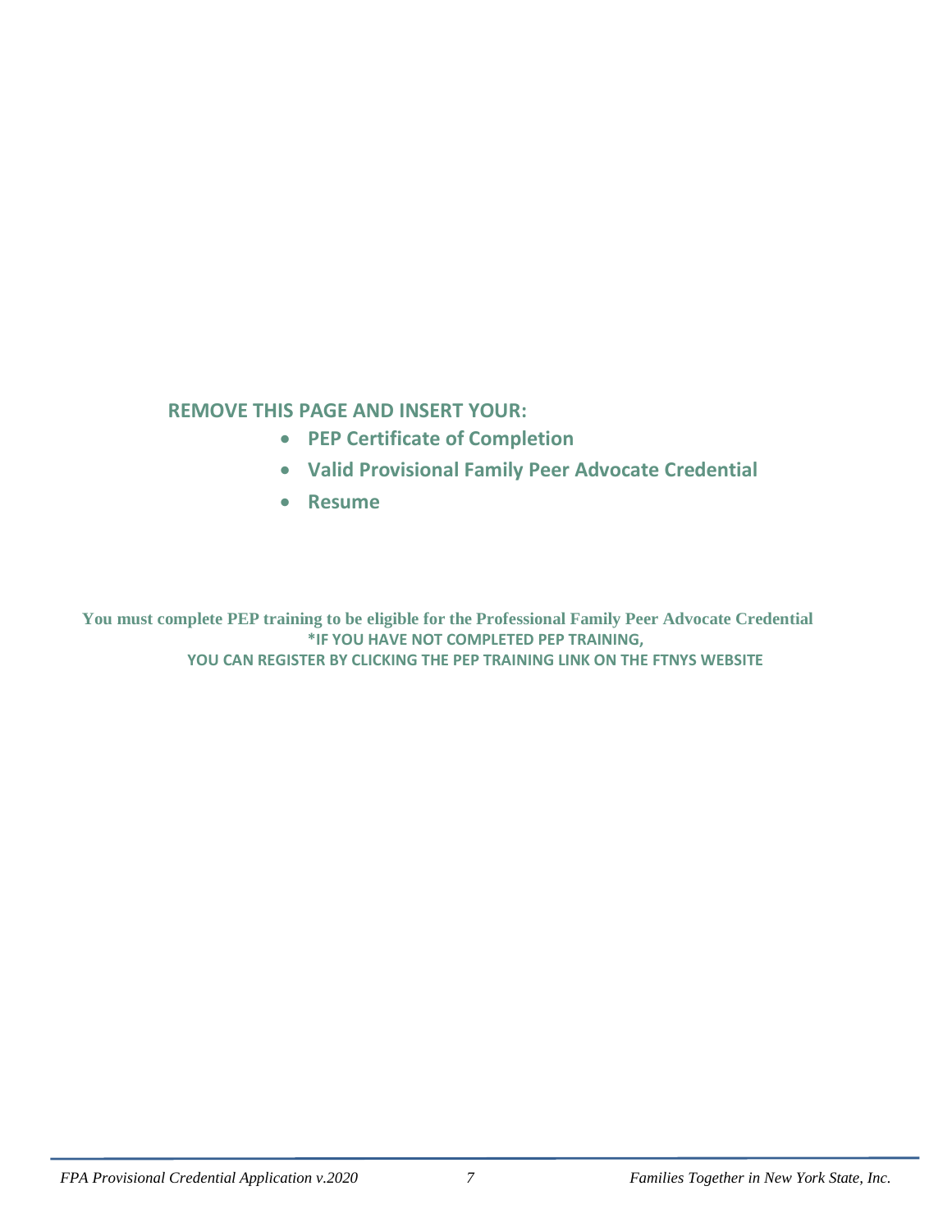**REMOVE THIS PAGE AND INSERT YOUR:**

- **PEP Certificate of Completion**
- **Valid Provisional Family Peer Advocate Credential**
- **Resume**

**You must complete PEP training to be eligible for the Professional Family Peer Advocate Credential**

**\*IF YOU HAVE NOT COMPLETED PEP TRAINING,**

**YOU CAN REGISTER BY CLICKING THE PEP TRAINING LINK ON THE FTNYS WEBSITE**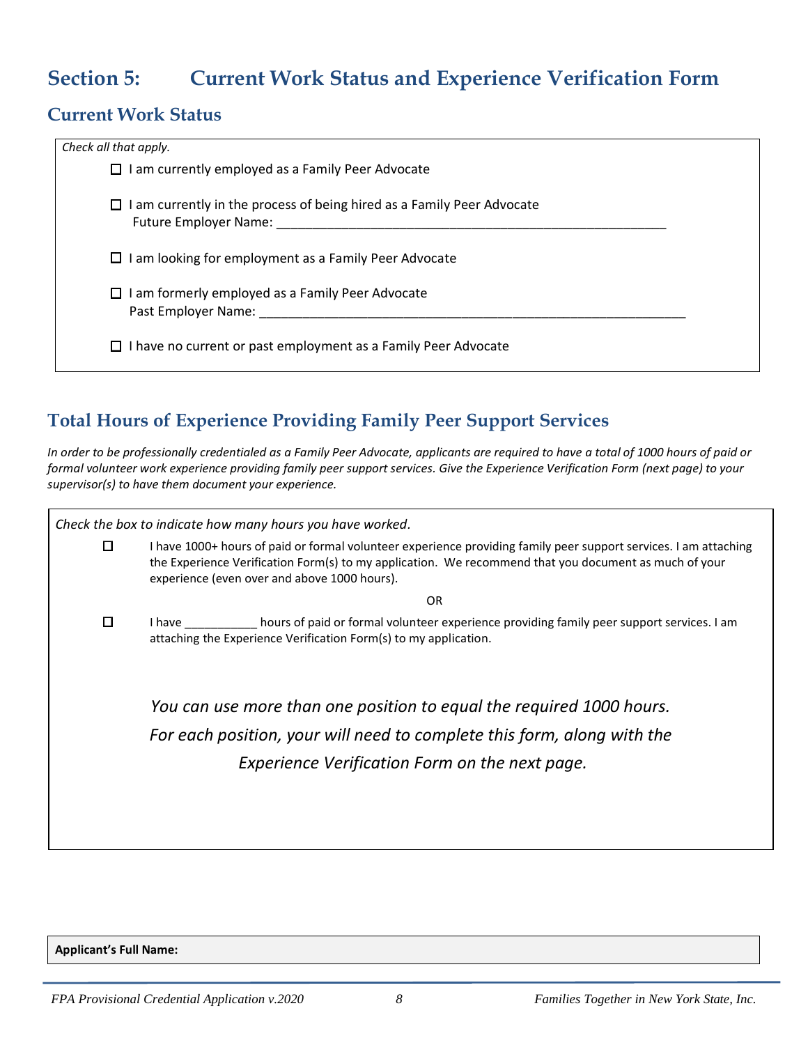# Section 5: Current Work Status and Experience Verification Form

## Current Work Status

*Check all that apply.*

- ☐ I am currently employed as a Family Peer Advocate
- ☐ I am currently in the process of being hired as a Family Peer Advocate
  Future Employer Name: ___________________________________________________
- ☐ I am looking for employment as a Family Peer Advocate
- ☐ I am formerly employed as a Family Peer Advocate
  Past Employer Name: _______________________________________________________
- ☐ I have no current or past employment as a Family Peer Advocate

## Total Hours of Experience Providing Family Peer Support Services

*In order to be professionally credentialed as a Family Peer Advocate, applicants are required to have a total of 1000 hours of paid or formal volunteer work experience providing family peer support services. Give the Experience Verification Form (next page) to your supervisor(s) to have them document your experience.*

*Check the box to indicate how many hours you have worked.*

☐ I have 1000+ hours of paid or formal volunteer experience providing family peer support services. I am attaching the Experience Verification Form(s) to my application. We recommend that you document as much of your experience (even over and above 1000 hours).

OR

☐ I have ___________ hours of paid or formal volunteer experience providing family peer support services. I am attaching the Experience Verification Form(s) to my application.

*You can use more than one position to equal the required 1000 hours. For each position, your will need to complete this form, along with the Experience Verification Form on the next page.*

**Applicant's Full Name:**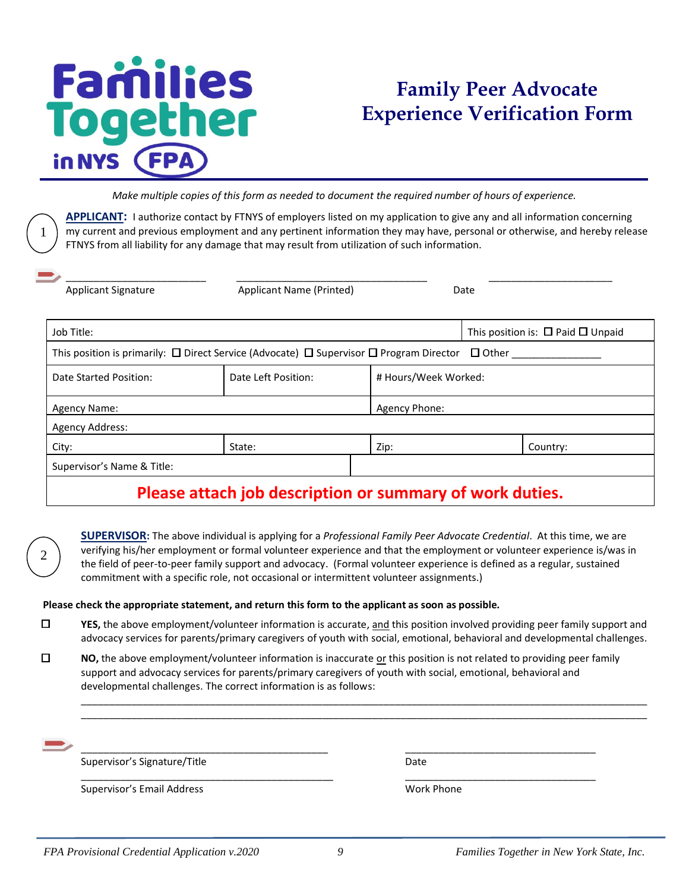# Families Together in NYS FPA

# Family Peer Advocate Experience Verification Form

*Make multiple copies of this form as needed to document the required number of hours of experience.*

1 **APPLICANT:** I authorize contact by FTNYS of employers listed on my application to give any and all information concerning my current and previous employment and any pertinent information they may have, personal or otherwise, and hereby release FTNYS from all liability for any damage that may result from utilization of such information.

\_\_\_\_\_\_\_\_\_\_\_\_\_\_\_\_\_\_\_\_\_\_\_\_ \_\_\_\_\_\_\_\_\_\_\_\_\_\_\_\_\_\_\_\_\_\_\_\_\_\_\_\_\_\_\_\_\_\_ \_\_\_\_\_\_\_\_\_\_\_\_\_\_\_\_\_\_\_\_\_\_

Applicant Signature | Applicant Name (Printed) | Date

| Job Title: | | | This position is: ☐ Paid ☐ Unpaid |
|---|---|---|---|
| This position is primarily: ☐ Direct Service (Advocate) ☐ Supervisor ☐ Program Director ☐ Other \_\_\_\_\_\_\_\_\_\_\_\_\_\_\_ | | | |
| Date Started Position: | Date Left Position: | # Hours/Week Worked: | |
| Agency Name: | | Agency Phone: | |
| Agency Address: | | | |
| City: | State: | Zip: | Country: |
| Supervisor's Name & Title: | | | |
| **Please attach job description or summary of work duties.** | | | |

2 **SUPERVISOR:** The above individual is applying for a *Professional Family Peer Advocate Credential*. At this time, we are verifying his/her employment or formal volunteer experience and that the employment or volunteer experience is/was in the field of peer-to-peer family support and advocacy. (Formal volunteer experience is defined as a regular, sustained commitment with a specific role, not occasional or intermittent volunteer assignments.)

**Please check the appropriate statement, and return this form to the applicant as soon as possible.**

☐ **YES,** the above employment/volunteer information is accurate, and this position involved providing peer family support and advocacy services for parents/primary caregivers of youth with social, emotional, behavioral and developmental challenges.

☐ **NO,** the above employment/volunteer information is inaccurate or this position is not related to providing peer family support and advocacy services for parents/primary caregivers of youth with social, emotional, behavioral and developmental challenges. The correct information is as follows:

\_\_\_\_\_\_\_\_\_\_\_\_\_\_\_\_\_\_\_\_\_\_\_\_\_\_\_\_\_\_\_\_\_\_\_\_\_\_\_\_\_\_\_\_\_\_\_\_\_\_\_\_\_\_\_\_\_\_\_\_\_\_\_\_\_\_\_\_\_\_\_\_\_\_\_\_\_\_\_\_\_\_\_\_\_\_\_\_\_\_\_\_\_\_

\_\_\_\_\_\_\_\_\_\_\_\_\_\_\_\_\_\_\_\_\_\_\_\_\_\_\_\_\_\_\_\_\_\_\_\_\_\_\_\_\_\_\_\_\_\_\_\_\_\_\_\_\_\_\_\_\_\_\_\_\_\_\_\_\_\_\_\_\_\_\_\_\_\_\_\_\_\_\_\_\_\_\_\_\_\_\_\_\_\_\_\_\_\_

\_\_\_\_\_\_\_\_\_\_\_\_\_\_\_\_\_\_\_\_\_\_\_\_\_\_\_\_\_\_\_\_\_\_\_\_\_\_\_\_\_\_\_ \_\_\_\_\_\_\_\_\_\_\_\_\_\_\_\_\_\_\_\_\_\_\_\_\_\_\_\_\_\_\_\_\_\_

Supervisor's Signature/Title | Date

\_\_\_\_\_\_\_\_\_\_\_\_\_\_\_\_\_\_\_\_\_\_\_\_\_\_\_\_\_\_\_\_\_\_\_\_\_\_\_\_\_\_\_ \_\_\_\_\_\_\_\_\_\_\_\_\_\_\_\_\_\_\_\_\_\_\_\_\_\_\_\_\_\_\_\_\_\_

Supervisor's Email Address | Work Phone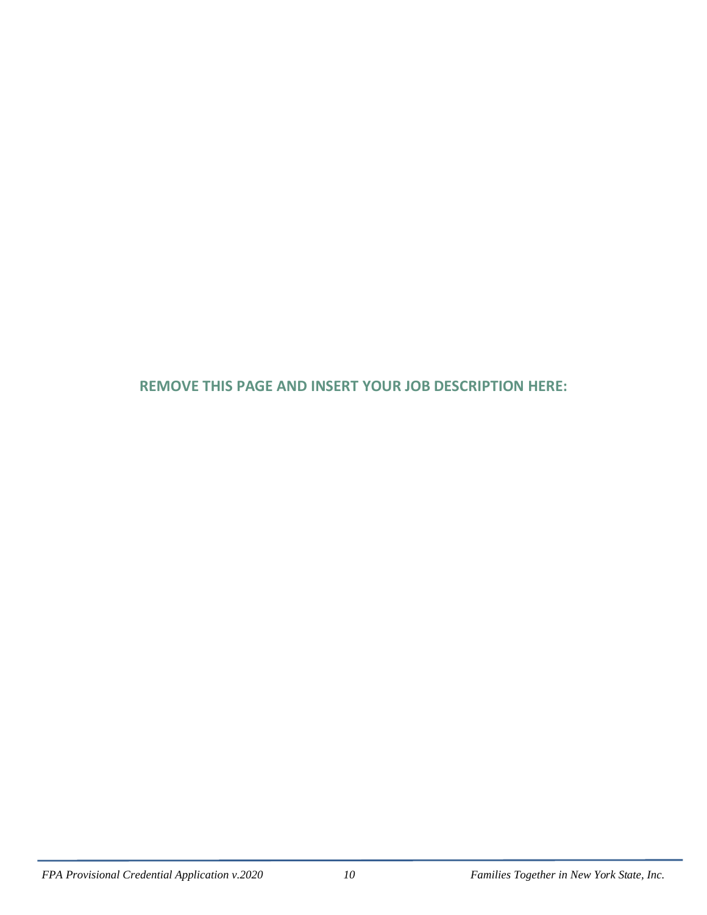**REMOVE THIS PAGE AND INSERT YOUR JOB DESCRIPTION HERE:**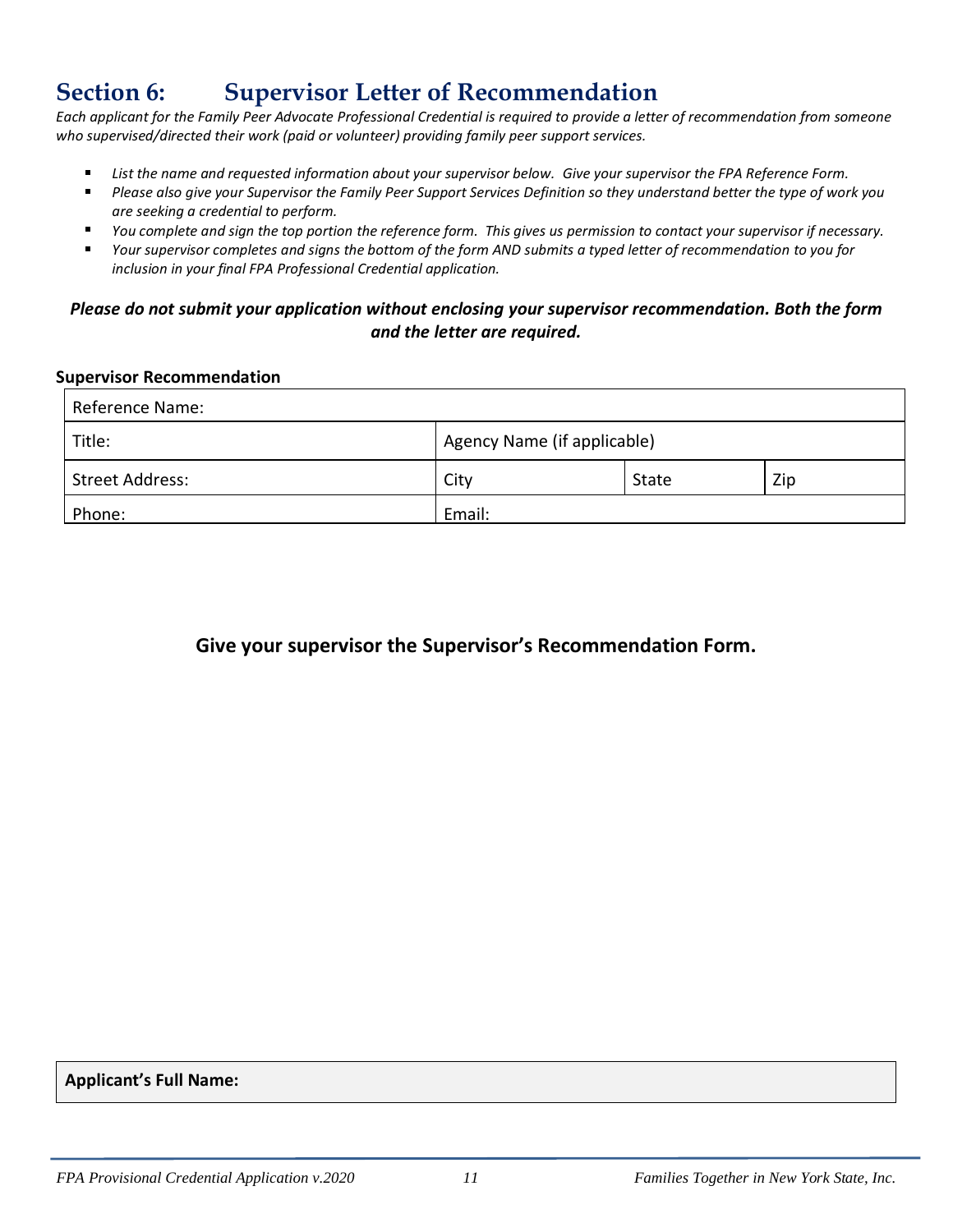# Section 6: Supervisor Letter of Recommendation

*Each applicant for the Family Peer Advocate Professional Credential is required to provide a letter of recommendation from someone who supervised/directed their work (paid or volunteer) providing family peer support services.*

- *List the name and requested information about your supervisor below. Give your supervisor the FPA Reference Form.*
- *Please also give your Supervisor the Family Peer Support Services Definition so they understand better the type of work you are seeking a credential to perform.*
- *You complete and sign the top portion the reference form. This gives us permission to contact your supervisor if necessary.*
- *Your supervisor completes and signs the bottom of the form AND submits a typed letter of recommendation to you for inclusion in your final FPA Professional Credential application.*

***Please do not submit your application without enclosing your supervisor recommendation. Both the form and the letter are required.***

**Supervisor Recommendation**

| Reference Name: | | | |
|---|---|---|---|
| Title: | Agency Name (if applicable) | | |
| Street Address: | City | State | Zip |
| Phone: | Email: | | |

**Give your supervisor the Supervisor's Recommendation Form.**

| **Applicant's Full Name:** |
|---|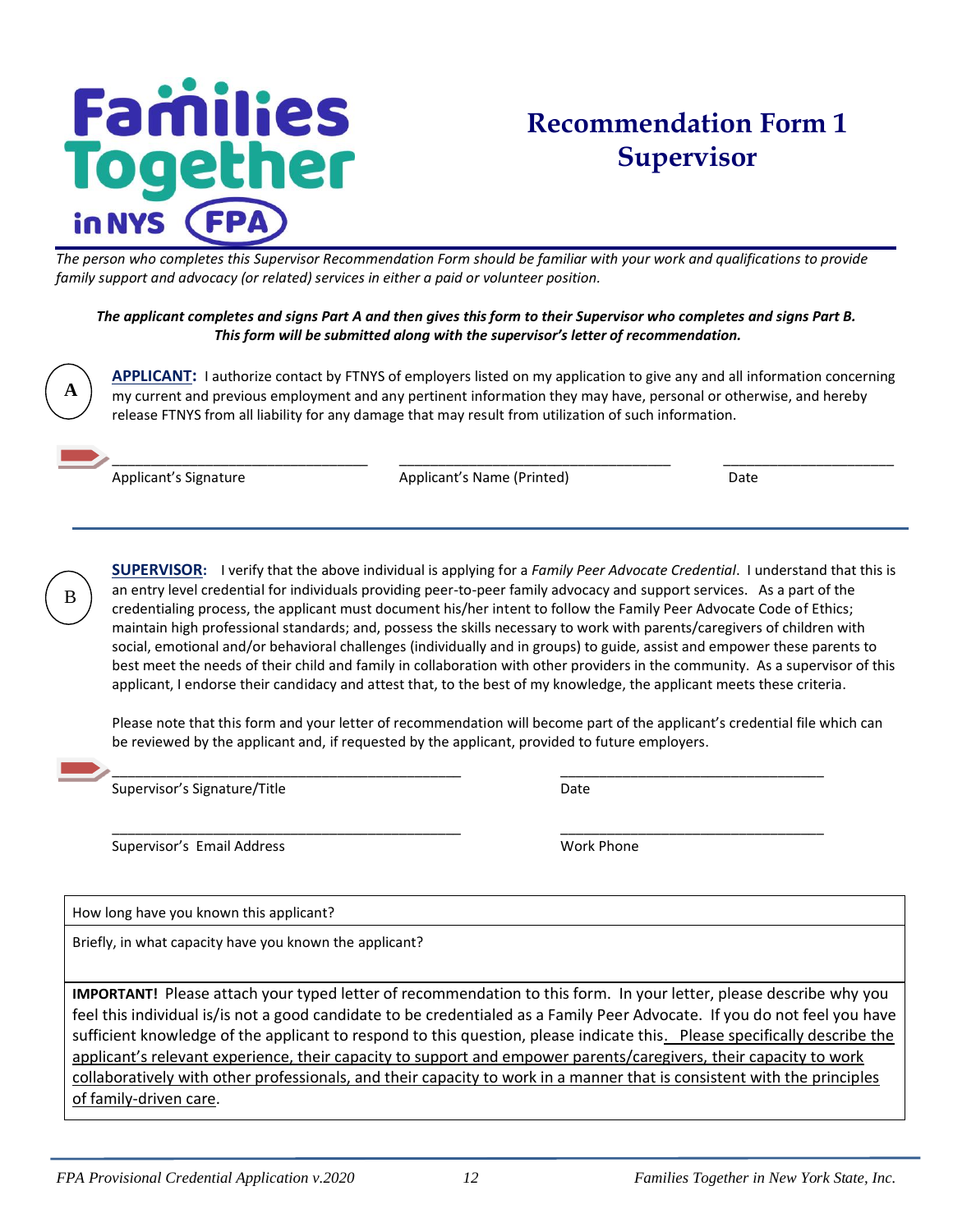Families Together in NYS (FPA)

# Recommendation Form 1
# Supervisor

*The person who completes this Supervisor Recommendation Form should be familiar with your work and qualifications to provide family support and advocacy (or related) services in either a paid or volunteer position.*

***The applicant completes and signs Part A and then gives this form to their Supervisor who completes and signs Part B. This form will be submitted along with the supervisor's letter of recommendation.***

**A**

**APPLICANT:** I authorize contact by FTNYS of employers listed on my application to give any and all information concerning my current and previous employment and any pertinent information they may have, personal or otherwise, and hereby release FTNYS from all liability for any damage that may result from utilization of such information.

\_\_\_\_\_\_\_\_\_\_\_\_\_\_\_\_\_\_\_\_\_\_\_\_\_\_\_\_\_\_\_\_ \_\_\_\_\_\_\_\_\_\_\_\_\_\_\_\_\_\_\_\_\_\_\_\_\_\_\_\_\_\_\_\_ \_\_\_\_\_\_\_\_\_\_\_\_\_\_\_\_\_\_\_\_\_\_
Applicant's Signature Applicant's Name (Printed) Date

**B**

**SUPERVISOR:** I verify that the above individual is applying for a *Family Peer Advocate Credential*. I understand that this is an entry level credential for individuals providing peer-to-peer family advocacy and support services. As a part of the credentialing process, the applicant must document his/her intent to follow the Family Peer Advocate Code of Ethics; maintain high professional standards; and, possess the skills necessary to work with parents/caregivers of children with social, emotional and/or behavioral challenges (individually and in groups) to guide, assist and empower these parents to best meet the needs of their child and family in collaboration with other providers in the community. As a supervisor of this applicant, I endorse their candidacy and attest that, to the best of my knowledge, the applicant meets these criteria.

Please note that this form and your letter of recommendation will become part of the applicant's credential file which can be reviewed by the applicant and, if requested by the applicant, provided to future employers.

\_\_\_\_\_\_\_\_\_\_\_\_\_\_\_\_\_\_\_\_\_\_\_\_\_\_\_\_\_\_\_\_\_\_\_\_\_\_\_\_\_\_\_\_ \_\_\_\_\_\_\_\_\_\_\_\_\_\_\_\_\_\_\_\_\_\_\_\_\_\_\_\_\_\_\_\_\_\_
Supervisor's Signature/Title Date

\_\_\_\_\_\_\_\_\_\_\_\_\_\_\_\_\_\_\_\_\_\_\_\_\_\_\_\_\_\_\_\_\_\_\_\_\_\_\_\_\_\_\_\_ \_\_\_\_\_\_\_\_\_\_\_\_\_\_\_\_\_\_\_\_\_\_\_\_\_\_\_\_\_\_\_\_\_\_
Supervisor's Email Address Work Phone

| How long have you known this applicant? |
|---|
| Briefly, in what capacity have you known the applicant? |
| **IMPORTANT!** Please attach your typed letter of recommendation to this form. In your letter, please describe why you feel this individual is/is not a good candidate to be credentialed as a Family Peer Advocate. If you do not feel you have sufficient knowledge of the applicant to respond to this question, please indicate this. <u>Please specifically describe the applicant's relevant experience, their capacity to support and empower parents/caregivers, their capacity to work collaboratively with other professionals, and their capacity to work in a manner that is consistent with the principles of family-driven care</u>. |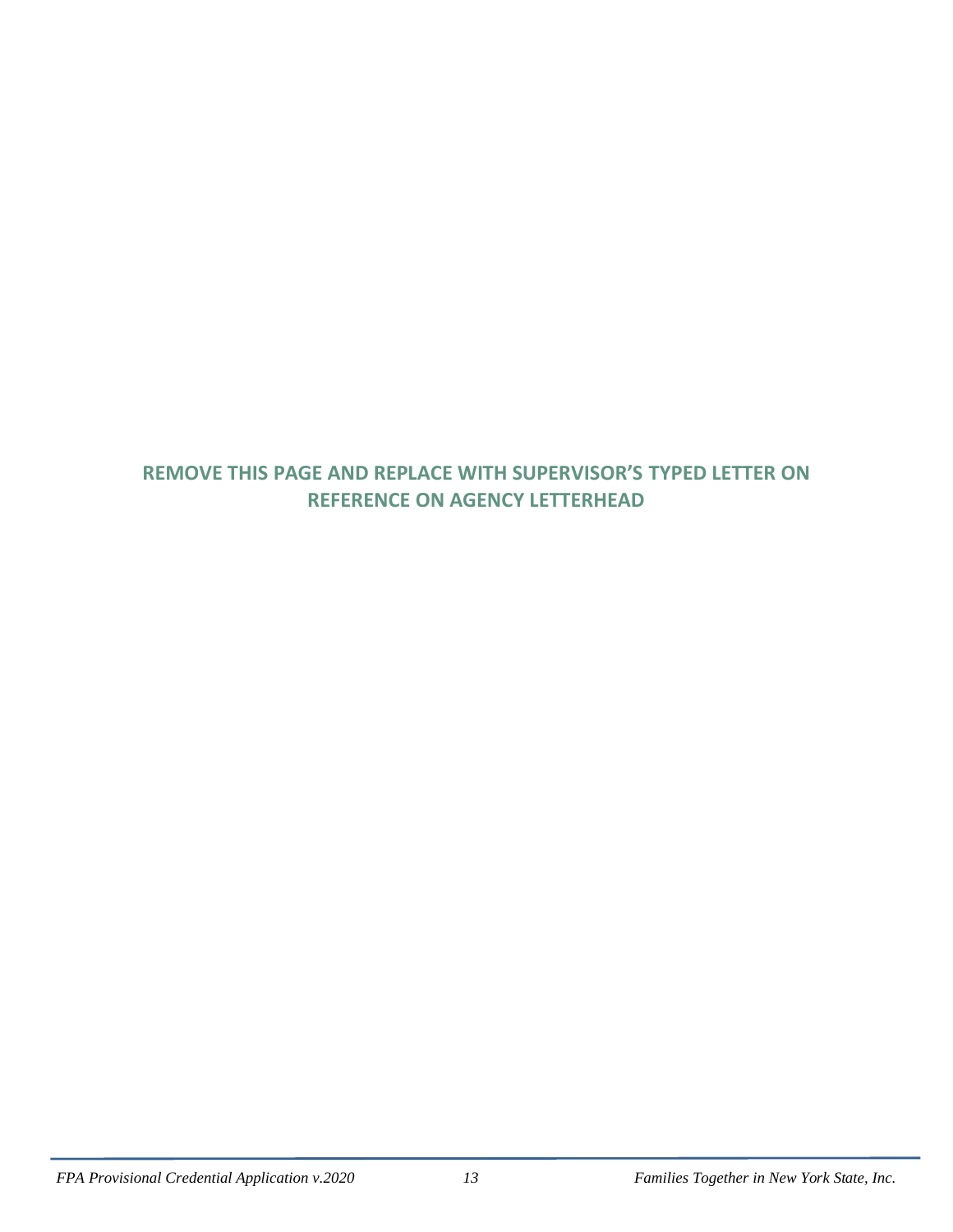**REMOVE THIS PAGE AND REPLACE WITH SUPERVISOR'S TYPED LETTER ON REFERENCE ON AGENCY LETTERHEAD**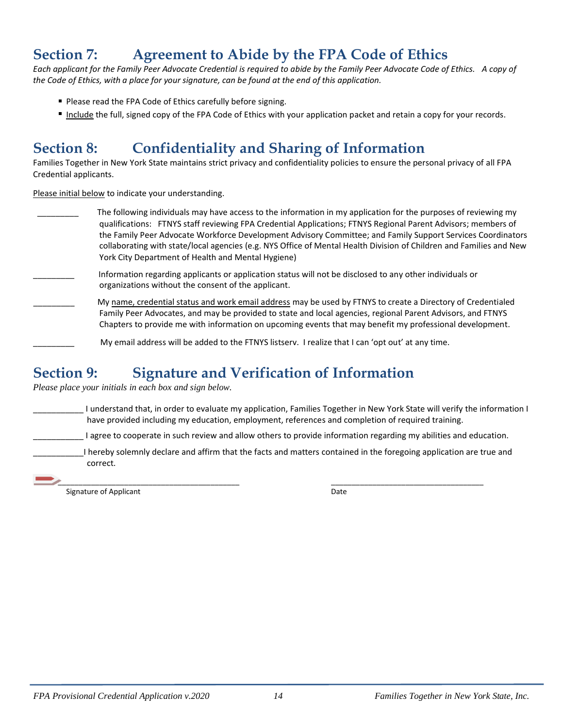## Section 7: Agreement to Abide by the FPA Code of Ethics

*Each applicant for the Family Peer Advocate Credential is required to abide by the Family Peer Advocate Code of Ethics. A copy of the Code of Ethics, with a place for your signature, can be found at the end of this application.*

- Please read the FPA Code of Ethics carefully before signing.
- Include the full, signed copy of the FPA Code of Ethics with your application packet and retain a copy for your records.

## Section 8: Confidentiality and Sharing of Information

Families Together in New York State maintains strict privacy and confidentiality policies to ensure the personal privacy of all FPA Credential applicants.

Please initial below to indicate your understanding.

_________ The following individuals may have access to the information in my application for the purposes of reviewing my qualifications: FTNYS staff reviewing FPA Credential Applications; FTNYS Regional Parent Advisors; members of the Family Peer Advocate Workforce Development Advisory Committee; and Family Support Services Coordinators collaborating with state/local agencies (e.g. NYS Office of Mental Health Division of Children and Families and New York City Department of Health and Mental Hygiene)

_________ Information regarding applicants or application status will not be disclosed to any other individuals or organizations without the consent of the applicant.

_________ My name, credential status and work email address may be used by FTNYS to create a Directory of Credentialed Family Peer Advocates, and may be provided to state and local agencies, regional Parent Advisors, and FTNYS Chapters to provide me with information on upcoming events that may benefit my professional development.

_________ My email address will be added to the FTNYS listserv. I realize that I can 'opt out' at any time.

## Section 9: Signature and Verification of Information

*Please place your initials in each box and sign below.*

___________ I understand that, in order to evaluate my application, Families Together in New York State will verify the information I have provided including my education, employment, references and completion of required training.

___________ I agree to cooperate in such review and allow others to provide information regarding my abilities and education.

___________ I hereby solemnly declare and affirm that the facts and matters contained in the foregoing application are true and correct.

________________________________________ ________________________________

Signature of Applicant Date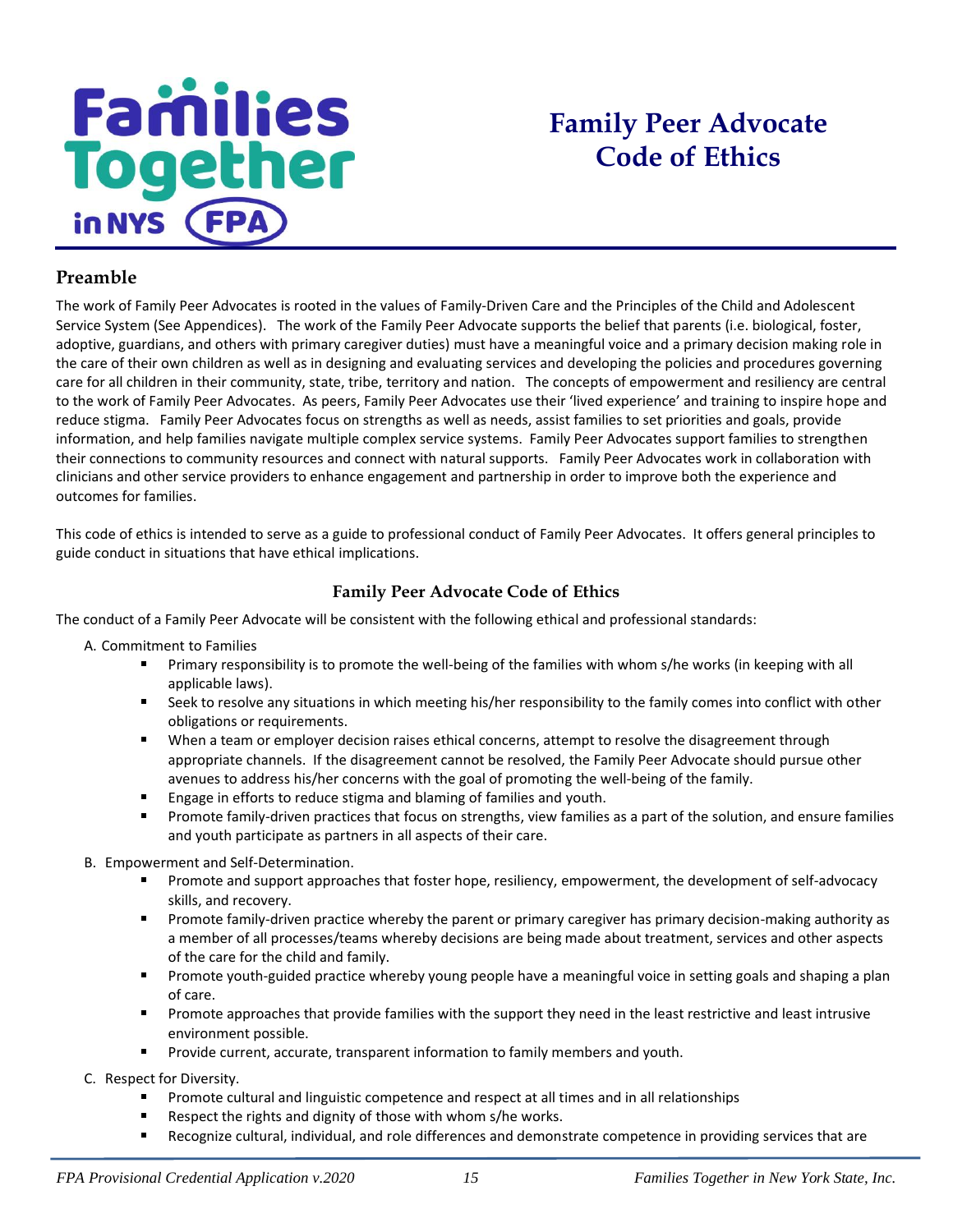# Family Peer Advocate Code of Ethics

## Preamble

The work of Family Peer Advocates is rooted in the values of Family-Driven Care and the Principles of the Child and Adolescent Service System (See Appendices). The work of the Family Peer Advocate supports the belief that parents (i.e. biological, foster, adoptive, guardians, and others with primary caregiver duties) must have a meaningful voice and a primary decision making role in the care of their own children as well as in designing and evaluating services and developing the policies and procedures governing care for all children in their community, state, tribe, territory and nation. The concepts of empowerment and resiliency are central to the work of Family Peer Advocates. As peers, Family Peer Advocates use their 'lived experience' and training to inspire hope and reduce stigma. Family Peer Advocates focus on strengths as well as needs, assist families to set priorities and goals, provide information, and help families navigate multiple complex service systems. Family Peer Advocates support families to strengthen their connections to community resources and connect with natural supports. Family Peer Advocates work in collaboration with clinicians and other service providers to enhance engagement and partnership in order to improve both the experience and outcomes for families.

This code of ethics is intended to serve as a guide to professional conduct of Family Peer Advocates. It offers general principles to guide conduct in situations that have ethical implications.

### Family Peer Advocate Code of Ethics

The conduct of a Family Peer Advocate will be consistent with the following ethical and professional standards:

A. Commitment to Families
- Primary responsibility is to promote the well-being of the families with whom s/he works (in keeping with all applicable laws).
- Seek to resolve any situations in which meeting his/her responsibility to the family comes into conflict with other obligations or requirements.
- When a team or employer decision raises ethical concerns, attempt to resolve the disagreement through appropriate channels. If the disagreement cannot be resolved, the Family Peer Advocate should pursue other avenues to address his/her concerns with the goal of promoting the well-being of the family.
- Engage in efforts to reduce stigma and blaming of families and youth.
- Promote family-driven practices that focus on strengths, view families as a part of the solution, and ensure families and youth participate as partners in all aspects of their care.

B. Empowerment and Self-Determination.
- Promote and support approaches that foster hope, resiliency, empowerment, the development of self-advocacy skills, and recovery.
- Promote family-driven practice whereby the parent or primary caregiver has primary decision-making authority as a member of all processes/teams whereby decisions are being made about treatment, services and other aspects of the care for the child and family.
- Promote youth-guided practice whereby young people have a meaningful voice in setting goals and shaping a plan of care.
- Promote approaches that provide families with the support they need in the least restrictive and least intrusive environment possible.
- Provide current, accurate, transparent information to family members and youth.

C. Respect for Diversity.
- Promote cultural and linguistic competence and respect at all times and in all relationships
- Respect the rights and dignity of those with whom s/he works.
- Recognize cultural, individual, and role differences and demonstrate competence in providing services that are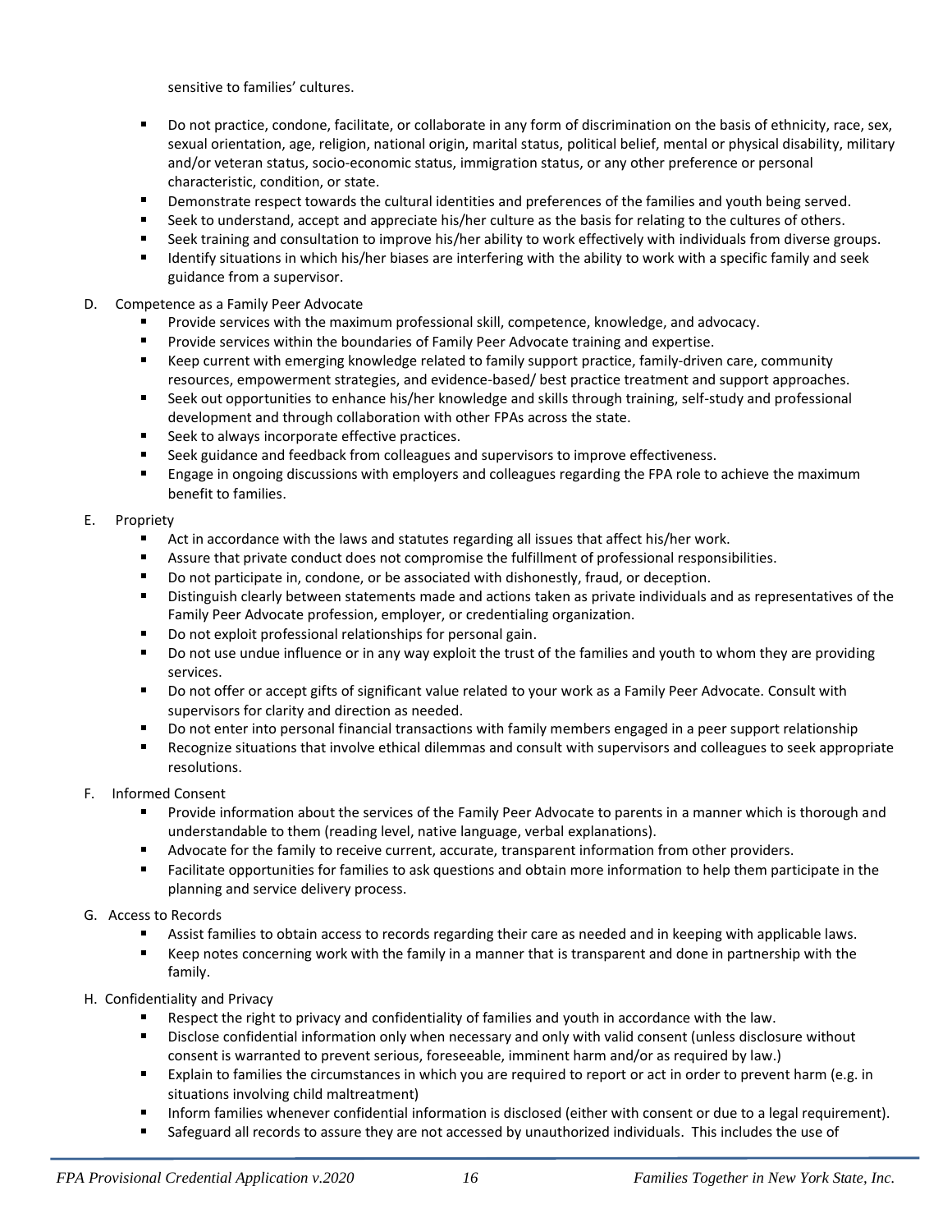sensitive to families' cultures.

- Do not practice, condone, facilitate, or collaborate in any form of discrimination on the basis of ethnicity, race, sex, sexual orientation, age, religion, national origin, marital status, political belief, mental or physical disability, military and/or veteran status, socio-economic status, immigration status, or any other preference or personal characteristic, condition, or state.
- Demonstrate respect towards the cultural identities and preferences of the families and youth being served.
- Seek to understand, accept and appreciate his/her culture as the basis for relating to the cultures of others.
- Seek training and consultation to improve his/her ability to work effectively with individuals from diverse groups.
- Identify situations in which his/her biases are interfering with the ability to work with a specific family and seek guidance from a supervisor.

D. Competence as a Family Peer Advocate

- Provide services with the maximum professional skill, competence, knowledge, and advocacy.
- Provide services within the boundaries of Family Peer Advocate training and expertise.
- Keep current with emerging knowledge related to family support practice, family-driven care, community resources, empowerment strategies, and evidence-based/ best practice treatment and support approaches.
- Seek out opportunities to enhance his/her knowledge and skills through training, self-study and professional development and through collaboration with other FPAs across the state.
- Seek to always incorporate effective practices.
- Seek guidance and feedback from colleagues and supervisors to improve effectiveness.
- Engage in ongoing discussions with employers and colleagues regarding the FPA role to achieve the maximum benefit to families.

E. Propriety

- Act in accordance with the laws and statutes regarding all issues that affect his/her work.
- Assure that private conduct does not compromise the fulfillment of professional responsibilities.
- Do not participate in, condone, or be associated with dishonestly, fraud, or deception.
- Distinguish clearly between statements made and actions taken as private individuals and as representatives of the Family Peer Advocate profession, employer, or credentialing organization.
- Do not exploit professional relationships for personal gain.
- Do not use undue influence or in any way exploit the trust of the families and youth to whom they are providing services.
- Do not offer or accept gifts of significant value related to your work as a Family Peer Advocate. Consult with supervisors for clarity and direction as needed.
- Do not enter into personal financial transactions with family members engaged in a peer support relationship
- Recognize situations that involve ethical dilemmas and consult with supervisors and colleagues to seek appropriate resolutions.

F. Informed Consent

- Provide information about the services of the Family Peer Advocate to parents in a manner which is thorough and understandable to them (reading level, native language, verbal explanations).
- Advocate for the family to receive current, accurate, transparent information from other providers.
- Facilitate opportunities for families to ask questions and obtain more information to help them participate in the planning and service delivery process.

G. Access to Records

- Assist families to obtain access to records regarding their care as needed and in keeping with applicable laws.
- Keep notes concerning work with the family in a manner that is transparent and done in partnership with the family.

H. Confidentiality and Privacy

- Respect the right to privacy and confidentiality of families and youth in accordance with the law.
- Disclose confidential information only when necessary and only with valid consent (unless disclosure without consent is warranted to prevent serious, foreseeable, imminent harm and/or as required by law.)
- Explain to families the circumstances in which you are required to report or act in order to prevent harm (e.g. in situations involving child maltreatment)
- Inform families whenever confidential information is disclosed (either with consent or due to a legal requirement).
- Safeguard all records to assure they are not accessed by unauthorized individuals. This includes the use of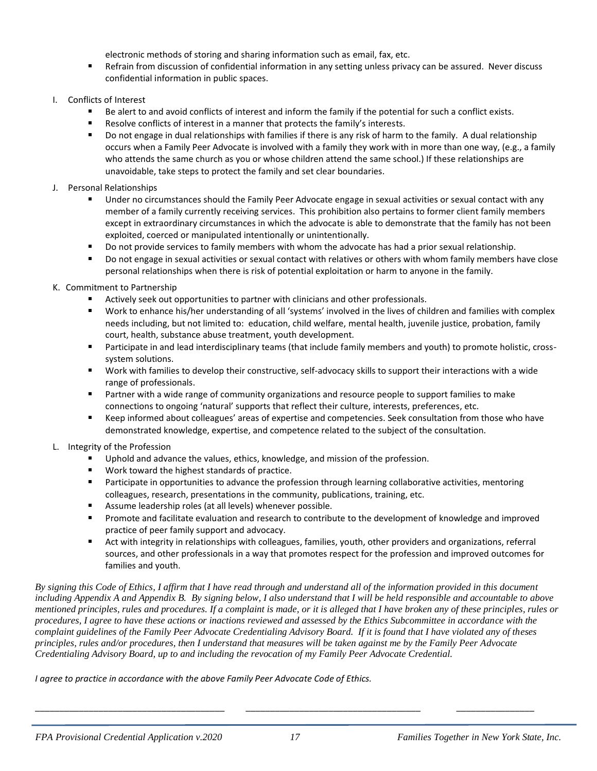electronic methods of storing and sharing information such as email, fax, etc.
- Refrain from discussion of confidential information in any setting unless privacy can be assured. Never discuss confidential information in public spaces.

I. Conflicts of Interest

- Be alert to and avoid conflicts of interest and inform the family if the potential for such a conflict exists.
- Resolve conflicts of interest in a manner that protects the family's interests.
- Do not engage in dual relationships with families if there is any risk of harm to the family. A dual relationship occurs when a Family Peer Advocate is involved with a family they work with in more than one way, (e.g., a family who attends the same church as you or whose children attend the same school.) If these relationships are unavoidable, take steps to protect the family and set clear boundaries.

J. Personal Relationships

- Under no circumstances should the Family Peer Advocate engage in sexual activities or sexual contact with any member of a family currently receiving services. This prohibition also pertains to former client family members except in extraordinary circumstances in which the advocate is able to demonstrate that the family has not been exploited, coerced or manipulated intentionally or unintentionally.
- Do not provide services to family members with whom the advocate has had a prior sexual relationship.
- Do not engage in sexual activities or sexual contact with relatives or others with whom family members have close personal relationships when there is risk of potential exploitation or harm to anyone in the family.

K. Commitment to Partnership

- Actively seek out opportunities to partner with clinicians and other professionals.
- Work to enhance his/her understanding of all 'systems' involved in the lives of children and families with complex needs including, but not limited to: education, child welfare, mental health, juvenile justice, probation, family court, health, substance abuse treatment, youth development.
- Participate in and lead interdisciplinary teams (that include family members and youth) to promote holistic, cross-system solutions.
- Work with families to develop their constructive, self-advocacy skills to support their interactions with a wide range of professionals.
- Partner with a wide range of community organizations and resource people to support families to make connections to ongoing 'natural' supports that reflect their culture, interests, preferences, etc.
- Keep informed about colleagues' areas of expertise and competencies. Seek consultation from those who have demonstrated knowledge, expertise, and competence related to the subject of the consultation.

L. Integrity of the Profession

- Uphold and advance the values, ethics, knowledge, and mission of the profession.
- Work toward the highest standards of practice.
- Participate in opportunities to advance the profession through learning collaborative activities, mentoring colleagues, research, presentations in the community, publications, training, etc.
- Assume leadership roles (at all levels) whenever possible.
- Promote and facilitate evaluation and research to contribute to the development of knowledge and improved practice of peer family support and advocacy.
- Act with integrity in relationships with colleagues, families, youth, other providers and organizations, referral sources, and other professionals in a way that promotes respect for the profession and improved outcomes for families and youth.

*By signing this Code of Ethics, I affirm that I have read through and understand all of the information provided in this document including Appendix A and Appendix B. By signing below, I also understand that I will be held responsible and accountable to above mentioned principles, rules and procedures. If a complaint is made, or it is alleged that I have broken any of these principles, rules or procedures, I agree to have these actions or inactions reviewed and assessed by the Ethics Subcommittee in accordance with the complaint guidelines of the Family Peer Advocate Credentialing Advisory Board. If it is found that I have violated any of theses principles, rules and/or procedures, then I understand that measures will be taken against me by the Family Peer Advocate Credentialing Advisory Board, up to and including the revocation of my Family Peer Advocate Credential.*

*I agree to practice in accordance with the above Family Peer Advocate Code of Ethics.*

_______________________________________ _____________________________________ ________________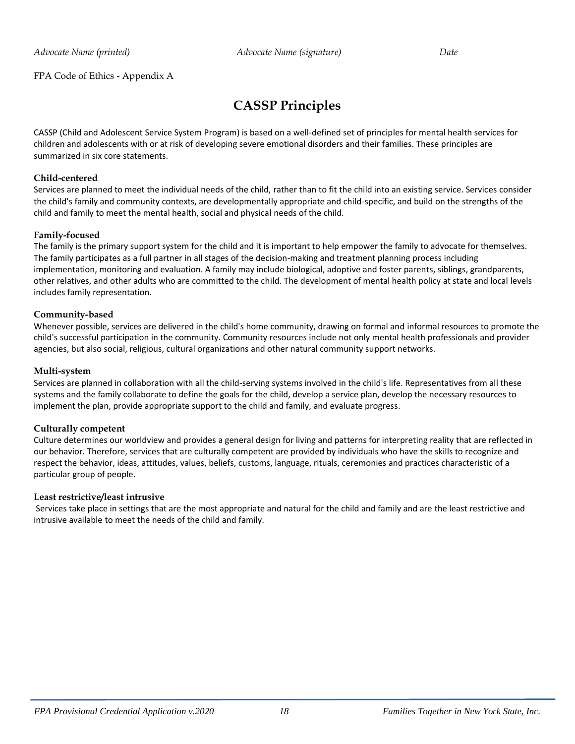*Advocate Name (printed)* *Advocate Name (signature)* *Date*

FPA Code of Ethics - Appendix A

# CASSP Principles

CASSP (Child and Adolescent Service System Program) is based on a well-defined set of principles for mental health services for children and adolescents with or at risk of developing severe emotional disorders and their families. These principles are summarized in six core statements.

**Child-centered**
Services are planned to meet the individual needs of the child, rather than to fit the child into an existing service. Services consider the child's family and community contexts, are developmentally appropriate and child-specific, and build on the strengths of the child and family to meet the mental health, social and physical needs of the child.

**Family-focused**
The family is the primary support system for the child and it is important to help empower the family to advocate for themselves. The family participates as a full partner in all stages of the decision-making and treatment planning process including implementation, monitoring and evaluation. A family may include biological, adoptive and foster parents, siblings, grandparents, other relatives, and other adults who are committed to the child. The development of mental health policy at state and local levels includes family representation.

**Community-based**
Whenever possible, services are delivered in the child's home community, drawing on formal and informal resources to promote the child's successful participation in the community. Community resources include not only mental health professionals and provider agencies, but also social, religious, cultural organizations and other natural community support networks.

**Multi-system**
Services are planned in collaboration with all the child-serving systems involved in the child's life. Representatives from all these systems and the family collaborate to define the goals for the child, develop a service plan, develop the necessary resources to implement the plan, provide appropriate support to the child and family, and evaluate progress.

**Culturally competent**
Culture determines our worldview and provides a general design for living and patterns for interpreting reality that are reflected in our behavior. Therefore, services that are culturally competent are provided by individuals who have the skills to recognize and respect the behavior, ideas, attitudes, values, beliefs, customs, language, rituals, ceremonies and practices characteristic of a particular group of people.

**Least restrictive/least intrusive**
Services take place in settings that are the most appropriate and natural for the child and family and are the least restrictive and intrusive available to meet the needs of the child and family.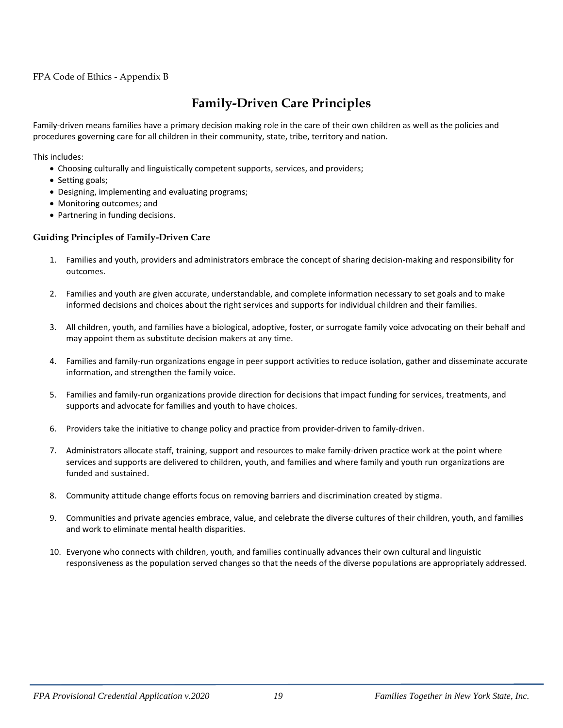FPA Code of Ethics - Appendix B

# Family-Driven Care Principles

Family-driven means families have a primary decision making role in the care of their own children as well as the policies and procedures governing care for all children in their community, state, tribe, territory and nation.

This includes:

- Choosing culturally and linguistically competent supports, services, and providers;
- Setting goals;
- Designing, implementing and evaluating programs;
- Monitoring outcomes; and
- Partnering in funding decisions.

### Guiding Principles of Family-Driven Care

1. Families and youth, providers and administrators embrace the concept of sharing decision-making and responsibility for outcomes.

2. Families and youth are given accurate, understandable, and complete information necessary to set goals and to make informed decisions and choices about the right services and supports for individual children and their families.

3. All children, youth, and families have a biological, adoptive, foster, or surrogate family voice advocating on their behalf and may appoint them as substitute decision makers at any time.

4. Families and family-run organizations engage in peer support activities to reduce isolation, gather and disseminate accurate information, and strengthen the family voice.

5. Families and family-run organizations provide direction for decisions that impact funding for services, treatments, and supports and advocate for families and youth to have choices.

6. Providers take the initiative to change policy and practice from provider-driven to family-driven.

7. Administrators allocate staff, training, support and resources to make family-driven practice work at the point where services and supports are delivered to children, youth, and families and where family and youth run organizations are funded and sustained.

8. Community attitude change efforts focus on removing barriers and discrimination created by stigma.

9. Communities and private agencies embrace, value, and celebrate the diverse cultures of their children, youth, and families and work to eliminate mental health disparities.

10. Everyone who connects with children, youth, and families continually advances their own cultural and linguistic responsiveness as the population served changes so that the needs of the diverse populations are appropriately addressed.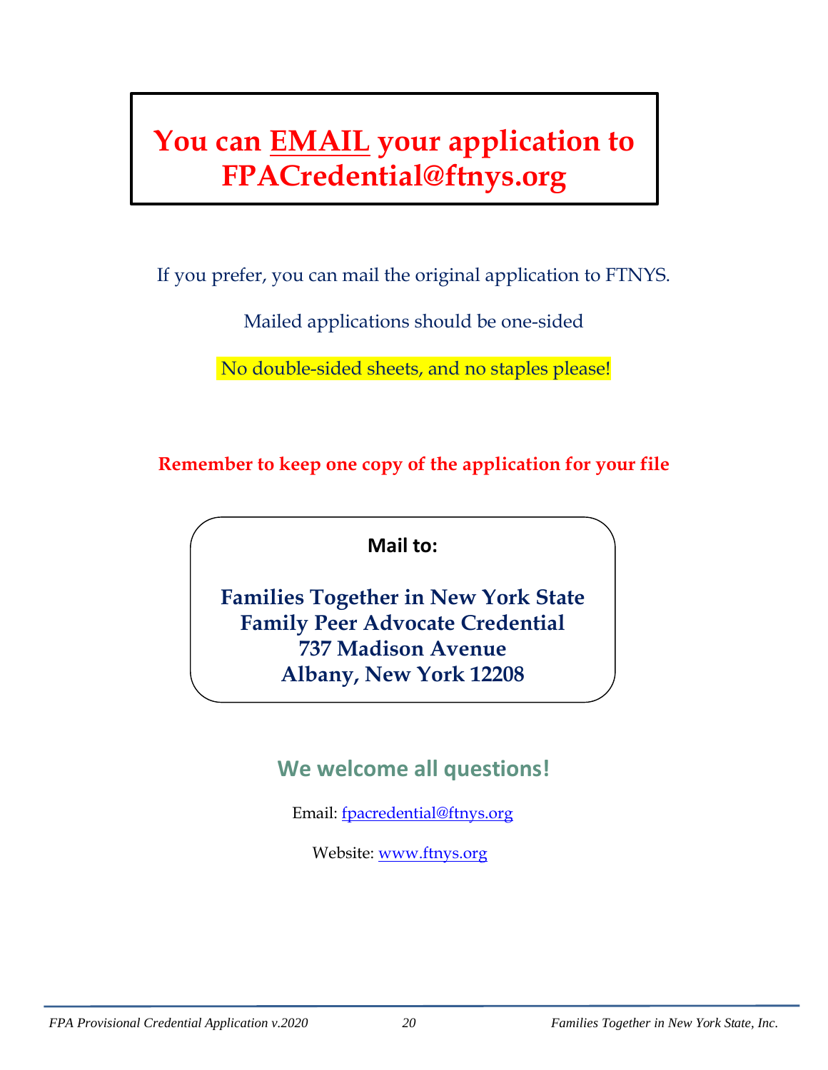**You can EMAIL your application to FPACredential@ftnys.org**

If you prefer, you can mail the original application to FTNYS.

Mailed applications should be one-sided

No double-sided sheets, and no staples please!

**Remember to keep one copy of the application for your file**

**Mail to:**

**Families Together in New York State**
**Family Peer Advocate Credential**
**737 Madison Avenue**
**Albany, New York 12208**

## We welcome all questions!

Email: fpacredential@ftnys.org

Website: www.ftnys.org